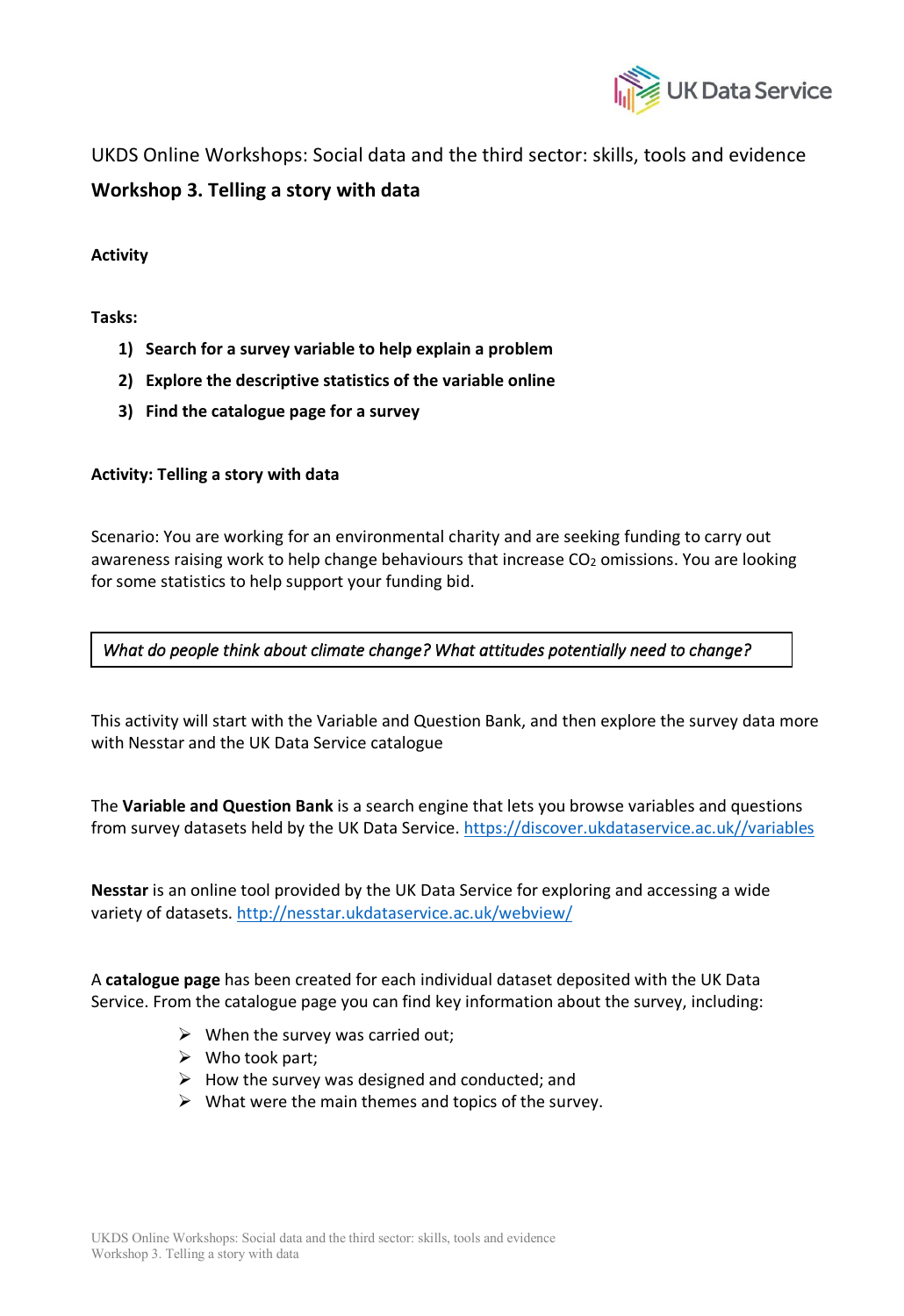UKDS Online Workshops: Social data and the third sector: skills, tools and evidence

## Workshop 3. Telling a story with data

**Activity**

**Tasks:**

1) **Search for a survey variable to help explain a problem**
2) **Explore the descriptive statistics of the variable online**
3) **Find the catalogue page for a survey**

**Activity: Telling a story with data**

Scenario: You are working for an environmental charity and are seeking funding to carry out awareness raising work to help change behaviours that increase $CO_2$ omissions. You are looking for some statistics to help support your funding bid.

> *What do people think about climate change? What attitudes potentially need to change?*

This activity will start with the Variable and Question Bank, and then explore the survey data more with Nesstar and the UK Data Service catalogue

The **Variable and Question Bank** is a search engine that lets you browse variables and questions from survey datasets held by the UK Data Service. https://discover.ukdataservice.ac.uk//variables

**Nesstar** is an online tool provided by the UK Data Service for exploring and accessing a wide variety of datasets. http://nesstar.ukdataservice.ac.uk/webview/

A **catalogue page** has been created for each individual dataset deposited with the UK Data Service. From the catalogue page you can find key information about the survey, including:

- When the survey was carried out;
- Who took part;
- How the survey was designed and conducted; and
- What were the main themes and topics of the survey.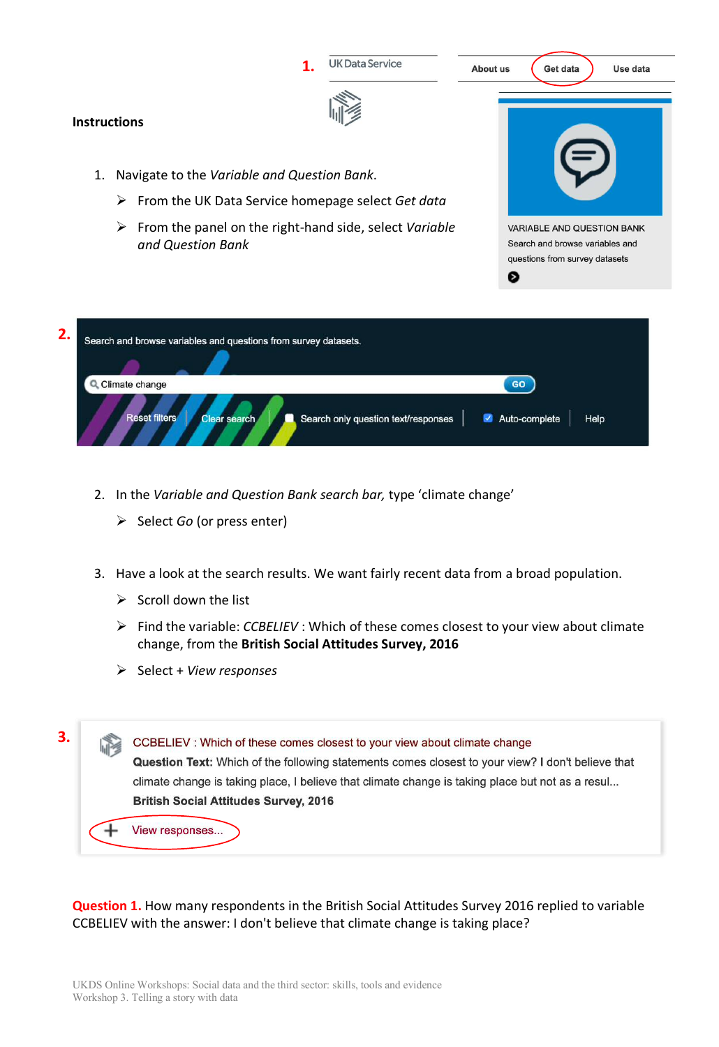**Instructions**

1. Navigate to the *Variable and Question Bank*.
   - From the UK Data Service homepage select *Get data*
   - From the panel on the right-hand side, select *Variable and Question Bank*

2. In the *Variable and Question Bank search bar,* type 'climate change'
   - Select *Go* (or press enter)

3. Have a look at the search results. We want fairly recent data from a broad population.
   - Scroll down the list
   - Find the variable: *CCBELIEV* : Which of these comes closest to your view about climate change, from the **British Social Attitudes Survey, 2016**
   - Select + *View responses*

**Question 1.** How many respondents in the British Social Attitudes Survey 2016 replied to variable CCBELIEV with the answer: I don't believe that climate change is taking place?

UKDS Online Workshops: Social data and the third sector: skills, tools and evidence
Workshop 3. Telling a story with data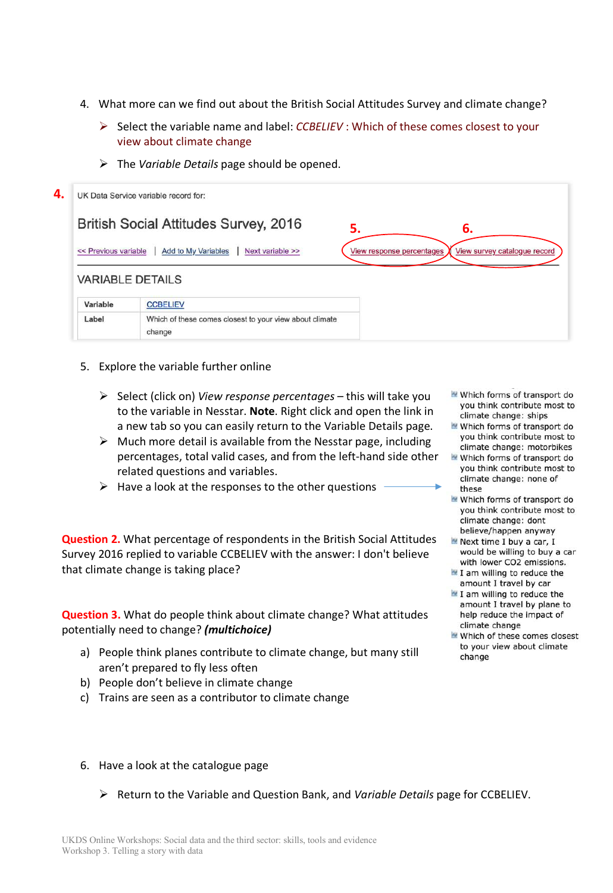4. What more can we find out about the British Social Attitudes Survey and climate change?

   ➢ Select the variable name and label: *CCBELIEV* : Which of these comes closest to your view about climate change

   ➢ The *Variable Details* page should be opened.

**4.**

UK Data Service variable record for:

British Social Attitudes Survey, 2016

**5.** **6.**

<< Previous variable | Add to My Variables | Next variable >> View response percentages View survey catalogue record

VARIABLE DETAILS

| Variable | CCBELIEV |
|---|---|
| Label | Which of these comes closest to your view about climate change |

5. Explore the variable further online

   ➢ Select (click on) *View response percentages* – this will take you to the variable in Nesstar. **Note**. Right click and open the link in a new tab so you can easily return to the Variable Details page.

   ➢ Much more detail is available from the Nesstar page, including percentages, total valid cases, and from the left-hand side other related questions and variables.

   ➢ Have a look at the responses to the other questions →

- Which forms of transport do you think contribute most to climate change: ships
- Which forms of transport do you think contribute most to climate change: motorbikes
- Which forms of transport do you think contribute most to climate change: none of these
- Which forms of transport do you think contribute most to climate change: dont believe/happen anyway
- Next time I buy a car, I would be willing to buy a car with lower CO2 emissions.
- I am willing to reduce the amount I travel by car
- I am willing to reduce the amount I travel by plane to help reduce the impact of climate change
- Which of these comes closest to your view about climate change

**Question 2.** What percentage of respondents in the British Social Attitudes Survey 2016 replied to variable CCBELIEV with the answer: I don't believe that climate change is taking place?

**Question 3.** What do people think about climate change? What attitudes potentially need to change? ***(multichoice)***

a) People think planes contribute to climate change, but many still aren't prepared to fly less often
b) People don't believe in climate change
c) Trains are seen as a contributor to climate change

6. Have a look at the catalogue page

   ➢ Return to the Variable and Question Bank, and *Variable Details* page for CCBELIEV.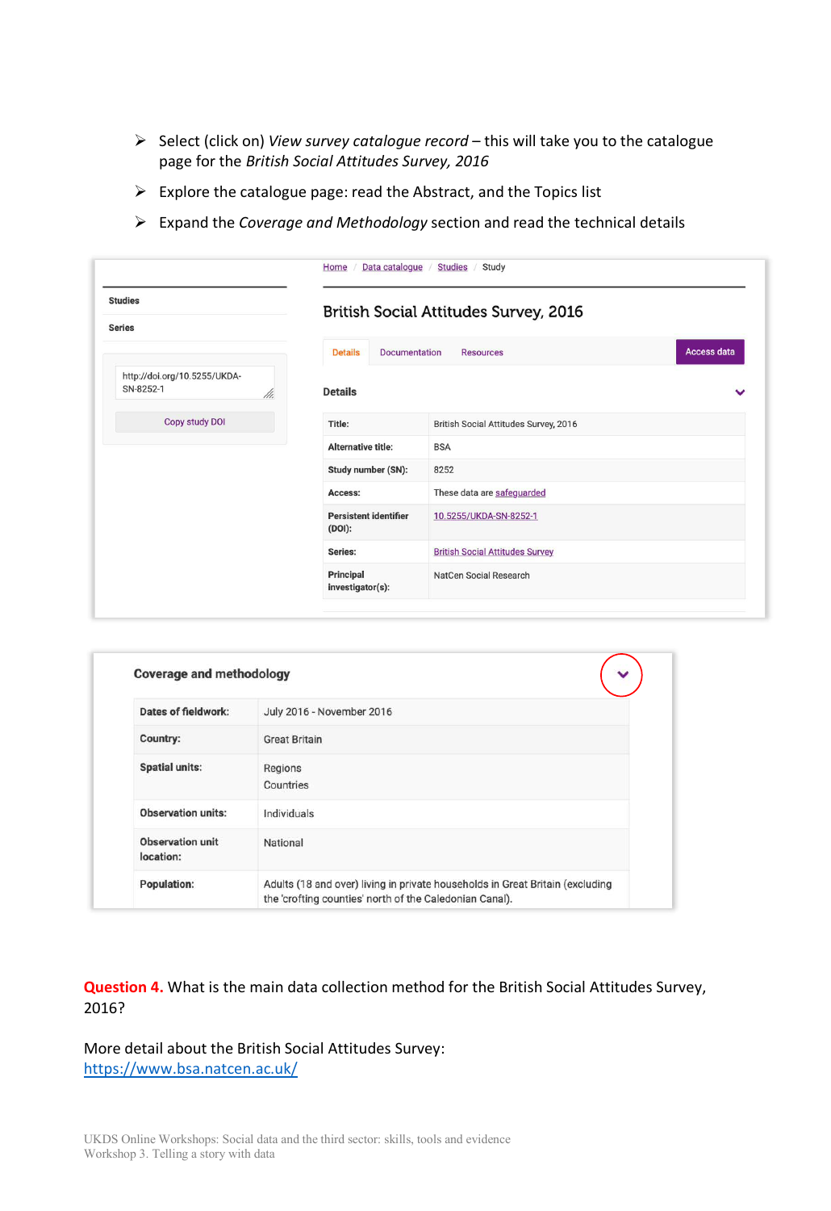- Select (click on) *View survey catalogue record* – this will take you to the catalogue page for the *British Social Attitudes Survey, 2016*
- Explore the catalogue page: read the Abstract, and the Topics list
- Expand the *Coverage and Methodology* section and read the technical details

Home / Data catalogue / Studies / Study

Studies

Series

http://doi.org/10.5255/UKDA-SN-8252-1

Copy study DOI

British Social Attitudes Survey, 2016

Details | Documentation | Resources | Access data

**Details**

| | |
|---|---|
| **Title:** | British Social Attitudes Survey, 2016 |
| **Alternative title:** | BSA |
| **Study number (SN):** | 8252 |
| **Access:** | These data are safeguarded |
| **Persistent identifier (DOI):** | 10.5255/UKDA-SN-8252-1 |
| **Series:** | British Social Attitudes Survey |
| **Principal investigator(s):** | NatCen Social Research |

**Coverage and methodology**

| | |
|---|---|
| **Dates of fieldwork:** | July 2016 - November 2016 |
| **Country:** | Great Britain |
| **Spatial units:** | Regions<br>Countries |
| **Observation units:** | Individuals |
| **Observation unit location:** | National |
| **Population:** | Adults (18 and over) living in private households in Great Britain (excluding the 'crofting counties' north of the Caledonian Canal). |

**Question 4.** What is the main data collection method for the British Social Attitudes Survey, 2016?

More detail about the British Social Attitudes Survey:
https://www.bsa.natcen.ac.uk/

UKDS Online Workshops: Social data and the third sector: skills, tools and evidence
Workshop 3. Telling a story with data